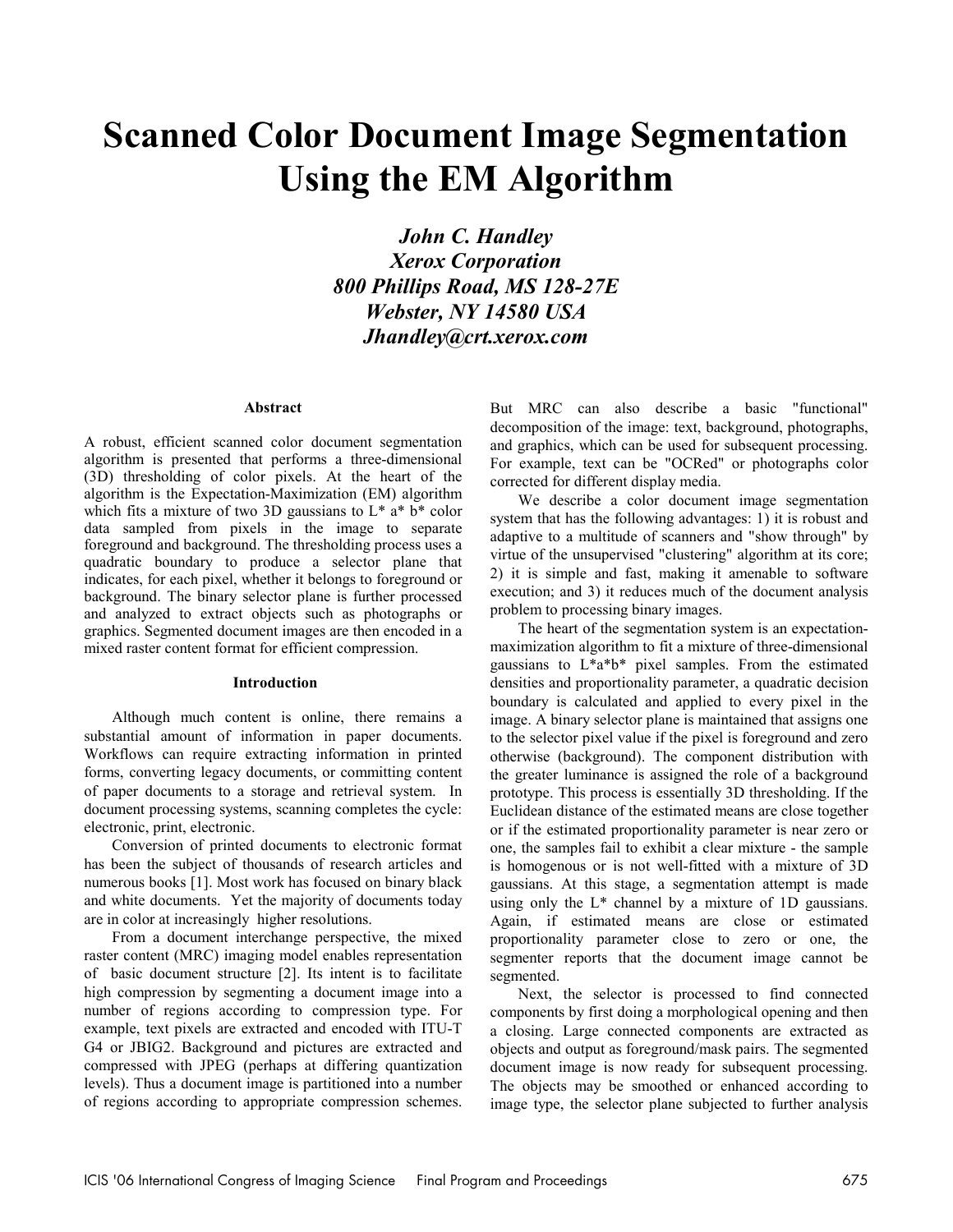# Scanned Color Document Image Segmentation Using the EM Algorithm

***John C. Handley***
***Xerox Corporation***
***800 Phillips Road, MS 128-27E***
***Webster, NY 14580 USA***
***Jhandley@crt.xerox.com***

## Abstract

A robust, efficient scanned color document segmentation algorithm is presented that performs a three-dimensional (3D) thresholding of color pixels. At the heart of the algorithm is the Expectation-Maximization (EM) algorithm which fits a mixture of two 3D gaussians to L* a* b* color data sampled from pixels in the image to separate foreground and background. The thresholding process uses a quadratic boundary to produce a selector plane that indicates, for each pixel, whether it belongs to foreground or background. The binary selector plane is further processed and analyzed to extract objects such as photographs or graphics. Segmented document images are then encoded in a mixed raster content format for efficient compression.

## Introduction

Although much content is online, there remains a substantial amount of information in paper documents. Workflows can require extracting information in printed forms, converting legacy documents, or committing content of paper documents to a storage and retrieval system. In document processing systems, scanning completes the cycle: electronic, print, electronic.

Conversion of printed documents to electronic format has been the subject of thousands of research articles and numerous books [1]. Most work has focused on binary black and white documents. Yet the majority of documents today are in color at increasingly higher resolutions.

From a document interchange perspective, the mixed raster content (MRC) imaging model enables representation of basic document structure [2]. Its intent is to facilitate high compression by segmenting a document image into a number of regions according to compression type. For example, text pixels are extracted and encoded with ITU-T G4 or JBIG2. Background and pictures are extracted and compressed with JPEG (perhaps at differing quantization levels). Thus a document image is partitioned into a number of regions according to appropriate compression schemes. But MRC can also describe a basic "functional" decomposition of the image: text, background, photographs, and graphics, which can be used for subsequent processing. For example, text can be "OCRed" or photographs color corrected for different display media.

We describe a color document image segmentation system that has the following advantages: 1) it is robust and adaptive to a multitude of scanners and "show through" by virtue of the unsupervised "clustering" algorithm at its core; 2) it is simple and fast, making it amenable to software execution; and 3) it reduces much of the document analysis problem to processing binary images.

The heart of the segmentation system is an expectation-maximization algorithm to fit a mixture of three-dimensional gaussians to L*a*b* pixel samples. From the estimated densities and proportionality parameter, a quadratic decision boundary is calculated and applied to every pixel in the image. A binary selector plane is maintained that assigns one to the selector pixel value if the pixel is foreground and zero otherwise (background). The component distribution with the greater luminance is assigned the role of a background prototype. This process is essentially 3D thresholding. If the Euclidean distance of the estimated means are close together or if the estimated proportionality parameter is near zero or one, the samples fail to exhibit a clear mixture - the sample is homogenous or is not well-fitted with a mixture of 3D gaussians. At this stage, a segmentation attempt is made using only the L* channel by a mixture of 1D gaussians. Again, if estimated means are close or estimated proportionality parameter close to zero or one, the segmenter reports that the document image cannot be segmented.

Next, the selector is processed to find connected components by first doing a morphological opening and then a closing. Large connected components are extracted as objects and output as foreground/mask pairs. The segmented document image is now ready for subsequent processing. The objects may be smoothed or enhanced according to image type, the selector plane subjected to further analysis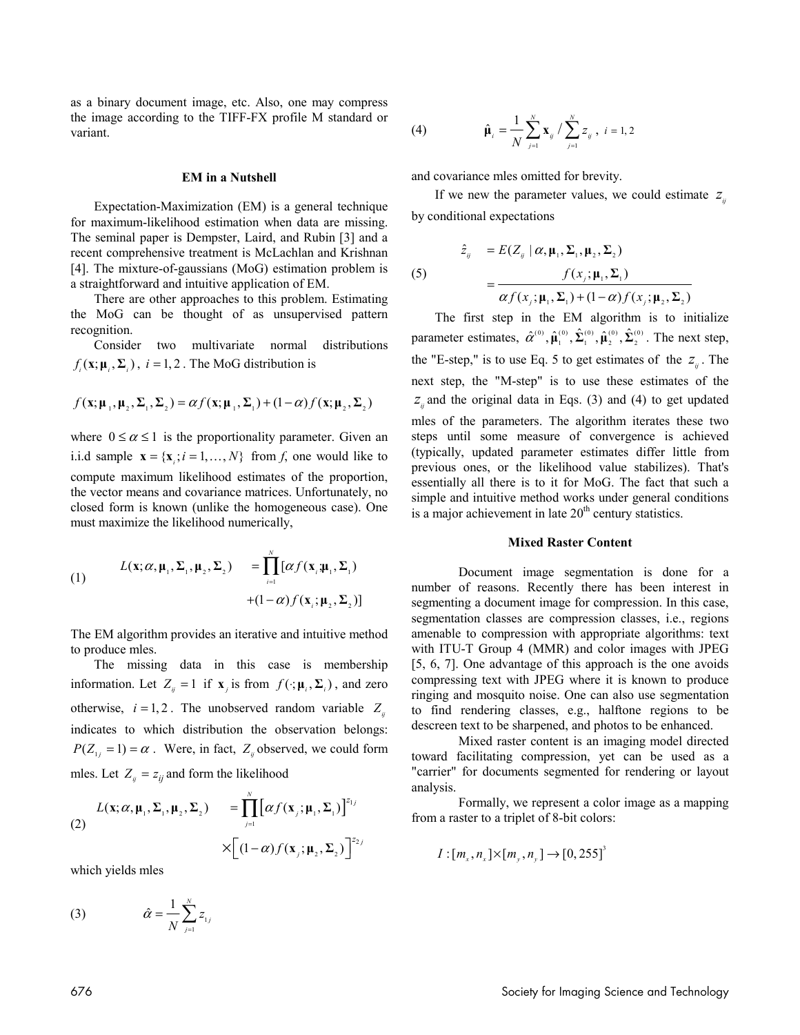as a binary document image, etc. Also, one may compress the image according to the TIFF-FX profile M standard or variant.

### EM in a Nutshell

Expectation-Maximization (EM) is a general technique for maximum-likelihood estimation when data are missing. The seminal paper is Dempster, Laird, and Rubin [3] and a recent comprehensive treatment is McLachlan and Krishnan [4]. The mixture-of-gaussians (MoG) estimation problem is a straightforward and intuitive application of EM.

There are other approaches to this problem. Estimating the MoG can be thought of as unsupervised pattern recognition.

Consider two multivariate normal distributions $f_i(\mathbf{x};\boldsymbol{\mu}_i,\boldsymbol{\Sigma}_i)$, $i=1,2$. The MoG distribution is

$$f(\mathbf{x};\boldsymbol{\mu}_1,\boldsymbol{\mu}_2,\boldsymbol{\Sigma}_1,\boldsymbol{\Sigma}_2)=\alpha f(\mathbf{x};\boldsymbol{\mu}_1,\boldsymbol{\Sigma}_1)+(1-\alpha)f(\mathbf{x};\boldsymbol{\mu}_2,\boldsymbol{\Sigma}_2)$$

where $0\le\alpha\le 1$ is the proportionality parameter. Given an i.i.d sample $\mathbf{x}=\{\mathbf{x}_i; i=1,\ldots,N\}$ from $f$, one would like to compute maximum likelihood estimates of the proportion, the vector means and covariance matrices. Unfortunately, no closed form is known (unlike the homogeneous case). One must maximize the likelihood numerically,

$$(1)\qquad L(\mathbf{x};\alpha,\boldsymbol{\mu}_1,\boldsymbol{\Sigma}_1,\boldsymbol{\mu}_2,\boldsymbol{\Sigma}_2)=\prod_{i=1}^{N}[\alpha f(\mathbf{x}_i;\boldsymbol{\mu}_1,\boldsymbol{\Sigma}_1)+(1-\alpha)f(\mathbf{x}_i;\boldsymbol{\mu}_2,\boldsymbol{\Sigma}_2)]$$

The EM algorithm provides an iterative and intuitive method to produce mles.

The missing data in this case is membership information. Let $Z_{ij}=1$ if $\mathbf{x}_j$ is from $f(\cdot;\boldsymbol{\mu}_i,\boldsymbol{\Sigma}_i)$, and zero otherwise, $i=1,2$. The unobserved random variable $Z_{ij}$ indicates to which distribution the observation belongs: $P(Z_{1j}=1)=\alpha$. Were, in fact, $Z_{ij}$ observed, we could form mles. Let $Z_{ij}=z_{ij}$ and form the likelihood

$$(2)\qquad L(\mathbf{x};\alpha,\boldsymbol{\mu}_1,\boldsymbol{\Sigma}_1,\boldsymbol{\mu}_2,\boldsymbol{\Sigma}_2)=\prod_{j=1}^{N}\left[\alpha f(\mathbf{x}_j;\boldsymbol{\mu}_1,\boldsymbol{\Sigma}_1)\right]^{z_{1j}}\times\left[(1-\alpha)f(\mathbf{x}_j;\boldsymbol{\mu}_2,\boldsymbol{\Sigma}_2)\right]^{z_{2j}}$$

which yields mles

$$(3)\qquad \hat{\alpha}=\frac{1}{N}\sum_{j=1}^{N}z_{1j}$$

$$(4)\qquad \hat{\boldsymbol{\mu}}_i=\frac{1}{N}\sum_{j=1}^{N}\mathbf{x}_{ij}\Big/\sum_{j=1}^{N}z_{ij},\ i=1,2$$

and covariance mles omitted for brevity.

If we new the parameter values, we could estimate $z_{ij}$ by conditional expectations

$$(5)\qquad \begin{aligned}\hat{z}_{ij}&=E(Z_{ij}\mid\alpha,\boldsymbol{\mu}_1,\boldsymbol{\Sigma}_1,\boldsymbol{\mu}_2,\boldsymbol{\Sigma}_2)\\&=\frac{f(x_j;\boldsymbol{\mu}_1,\boldsymbol{\Sigma}_1)}{\alpha f(x_j;\boldsymbol{\mu}_1,\boldsymbol{\Sigma}_1)+(1-\alpha)f(x_j;\boldsymbol{\mu}_2,\boldsymbol{\Sigma}_2)}\end{aligned}$$

The first step in the EM algorithm is to initialize parameter estimates, $\hat{\alpha}^{(0)},\hat{\boldsymbol{\mu}}_1^{(0)},\hat{\boldsymbol{\Sigma}}_1^{(0)},\hat{\boldsymbol{\mu}}_2^{(0)},\hat{\boldsymbol{\Sigma}}_2^{(0)}$. The next step, the "E-step," is to use Eq. 5 to get estimates of the $z_{ij}$. The next step, the "M-step" is to use these estimates of the $z_{ij}$ and the original data in Eqs. (3) and (4) to get updated mles of the parameters. The algorithm iterates these two steps until some measure of convergence is achieved (typically, updated parameter estimates differ little from previous ones, or the likelihood value stabilizes). That's essentially all there is to it for MoG. The fact that such a simple and intuitive method works under general conditions is a major achievement in late 20th century statistics.

### Mixed Raster Content

Document image segmentation is done for a number of reasons. Recently there has been interest in segmenting a document image for compression. In this case, segmentation classes are compression classes, i.e., regions amenable to compression with appropriate algorithms: text with ITU-T Group 4 (MMR) and color images with JPEG [5, 6, 7]. One advantage of this approach is the one avoids compressing text with JPEG where it is known to produce ringing and mosquito noise. One can also use segmentation to find rendering classes, e.g., halftone regions to be descreen text to be sharpened, and photos to be enhanced.

Mixed raster content is an imaging model directed toward facilitating compression, yet can be used as a "carrier" for documents segmented for rendering or layout analysis.

Formally, we represent a color image as a mapping from a raster to a triplet of 8-bit colors:

$$I:[m_x,n_x]\times[m_y,n_y]\to[0,255]^3$$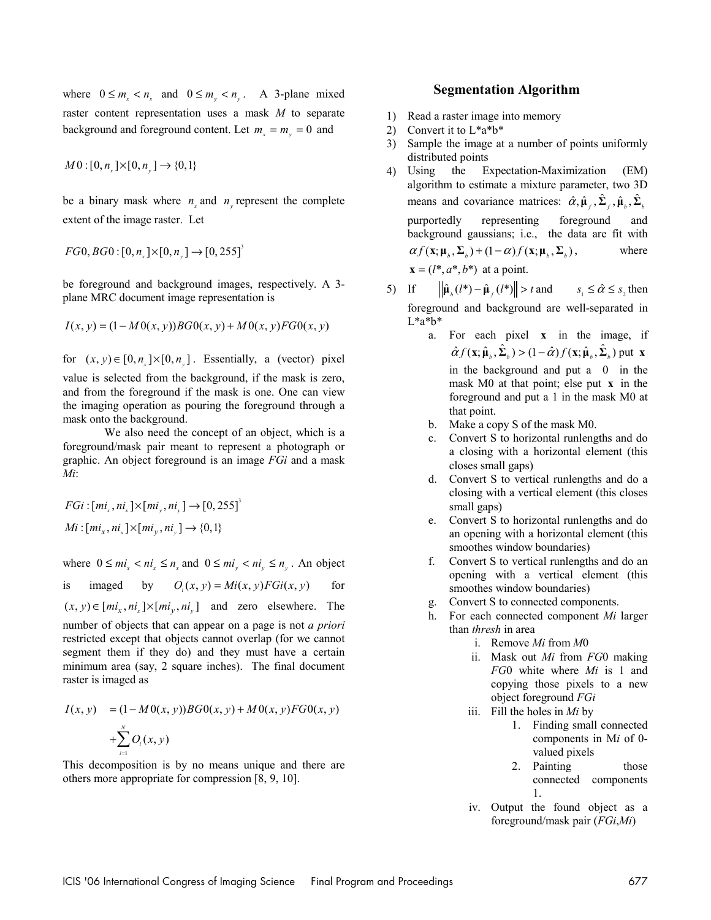where $0 \le m_x < n_x$ and $0 \le m_y < n_y$. A 3-plane mixed raster content representation uses a mask $M$ to separate background and foreground content. Let $m_x = m_y = 0$ and

$$M0 : [0, n_x] \times [0, n_y] \to \{0,1\}$$

be a binary mask where $n_x$ and $n_y$ represent the complete extent of the image raster. Let

$$FG0, BG0 : [0, n_x] \times [0, n_y] \to [0, 255]^3$$

be foreground and background images, respectively. A 3-plane MRC document image representation is

$$I(x, y) = (1 - M0(x, y))BG0(x, y) + M0(x, y)FG0(x, y)$$

for $(x, y) \in [0, n_x] \times [0, n_y]$. Essentially, a (vector) pixel value is selected from the background, if the mask is zero, and from the foreground if the mask is one. One can view the imaging operation as pouring the foreground through a mask onto the background.

We also need the concept of an object, which is a foreground/mask pair meant to represent a photograph or graphic. An object foreground is an image *FGi* and a mask *Mi*:

$$FGi : [mi_x, ni_x] \times [mi_y, ni_y] \to [0, 255]^3$$

$$Mi : [mi_x, ni_x] \times [mi_y, ni_y] \to \{0,1\}$$

where $0 \le mi_x < ni_x \le n_x$ and $0 \le mi_y < ni_y \le n_y$. An object is imaged by $O_i(x, y) = Mi(x, y)FGi(x, y)$ for $(x, y) \in [mi_x, ni_x] \times [mi_y, ni_y]$ and zero elsewhere. The number of objects that can appear on a page is not *a priori* restricted except that objects cannot overlap (for we cannot segment them if they do) and they must have a certain minimum area (say, 2 square inches). The final document raster is imaged as

$$\begin{aligned} I(x, y) &= (1 - M0(x, y))BG0(x, y) + M0(x, y)FG0(x, y) \\ &+ \sum_{i=1}^{N} O_i(x, y) \end{aligned}$$

This decomposition is by no means unique and there are others more appropriate for compression [8, 9, 10].

## Segmentation Algorithm

1) Read a raster image into memory
2) Convert it to L*a*b*
3) Sample the image at a number of points uniformly distributed points
4) Using the Expectation-Maximization (EM) algorithm to estimate a mixture parameter, two 3D means and covariance matrices: $\hat{\alpha}, \hat{\boldsymbol{\mu}}_f, \hat{\boldsymbol{\Sigma}}_f, \hat{\boldsymbol{\mu}}_b, \hat{\boldsymbol{\Sigma}}_b$ purportedly representing foreground and background gaussians; i.e., the data are fit with $\alpha f(\mathbf{x}; \boldsymbol{\mu}_b, \boldsymbol{\Sigma}_b) + (1-\alpha) f(\mathbf{x}; \boldsymbol{\mu}_b, \boldsymbol{\Sigma}_b)$, where $\mathbf{x} = (l^*, a^*, b^*)$ at a point.
5) If $\left\| \hat{\boldsymbol{\mu}}_b(l^*) - \hat{\boldsymbol{\mu}}_f(l^*) \right\| > t$ and $s_1 \le \hat{\alpha} \le s_2$ then foreground and background are well-separated in L*a*b*
   a. For each pixel $\mathbf{x}$ in the image, if $\hat{\alpha} f(\mathbf{x}; \hat{\boldsymbol{\mu}}_b, \hat{\boldsymbol{\Sigma}}_b) > (1-\hat{\alpha}) f(\mathbf{x}; \hat{\boldsymbol{\mu}}_b, \hat{\boldsymbol{\Sigma}}_b)$ put $\mathbf{x}$ in the background and put a 0 in the mask M0 at that point; else put $\mathbf{x}$ in the foreground and put a 1 in the mask M0 at that point.
   b. Make a copy S of the mask M0.
   c. Convert S to horizontal runlengths and do a closing with a horizontal element (this closes small gaps)
   d. Convert S to vertical runlengths and do a closing with a vertical element (this closes small gaps)
   e. Convert S to horizontal runlengths and do an opening with a horizontal element (this smoothes window boundaries)
   f. Convert S to vertical runlengths and do an opening with a vertical element (this smoothes window boundaries)
   g. Convert S to connected components.
   h. For each connected component *Mi* larger than *thresh* in area
      i. Remove *Mi* from *M*0
      ii. Mask out *Mi* from *FG*0 making *FG*0 white where *Mi* is 1 and copying those pixels to a new object foreground *FGi*
      iii. Fill the holes in *Mi* by
         1. Finding small connected components in M*i* of 0-valued pixels
         2. Painting those connected components 1.
      iv. Output the found object as a foreground/mask pair (*FGi*,*Mi*)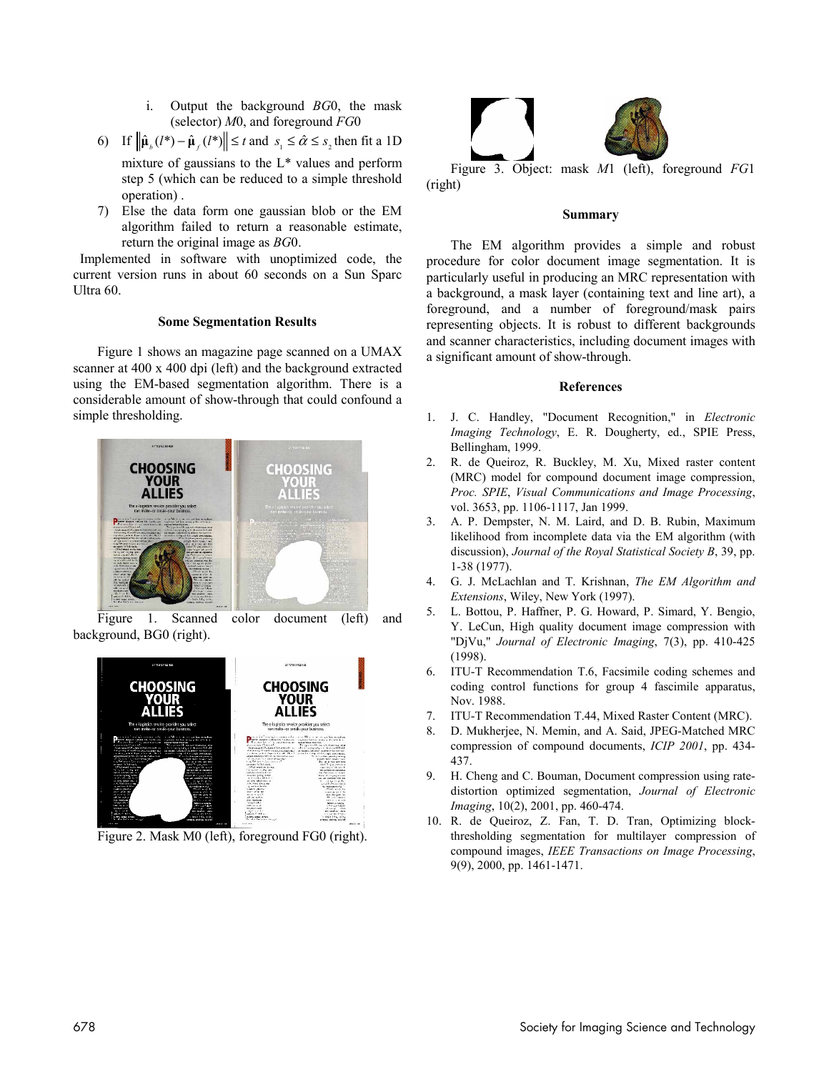i. Output the background *BG*0, the mask (selector) *M*0, and foreground *FG*0

6) If $\left\|\hat{\boldsymbol{\mu}}_b(l^*) - \hat{\boldsymbol{\mu}}_f(l^*)\right\| \leq t$ and $s_1 \leq \hat{\alpha} \leq s_2$ then fit a 1D mixture of gaussians to the L* values and perform step 5 (which can be reduced to a simple threshold operation) .

7) Else the data form one gaussian blob or the EM algorithm failed to return a reasonable estimate, return the original image as *BG*0.

Implemented in software with unoptimized code, the current version runs in about 60 seconds on a Sun Sparc Ultra 60.

### Some Segmentation Results

Figure 1 shows an magazine page scanned on a UMAX scanner at 400 x 400 dpi (left) and the background extracted using the EM-based segmentation algorithm. There is a considerable amount of show-through that could confound a simple thresholding.

Figure 1. Scanned color document (left) and background, BG0 (right).

Figure 2. Mask M0 (left), foreground FG0 (right).

Figure 3. Object: mask *M*1 (left), foreground *FG*1 (right)

### Summary

The EM algorithm provides a simple and robust procedure for color document image segmentation. It is particularly useful in producing an MRC representation with a background, a mask layer (containing text and line art), a foreground, and a number of foreground/mask pairs representing objects. It is robust to different backgrounds and scanner characteristics, including document images with a significant amount of show-through.

### References

1. J. C. Handley, "Document Recognition," in *Electronic Imaging Technology*, E. R. Dougherty, ed., SPIE Press, Bellingham, 1999.
2. R. de Queiroz, R. Buckley, M. Xu, Mixed raster content (MRC) model for compound document image compression, *Proc. SPIE*, *Visual Communications and Image Processing*, vol. 3653, pp. 1106-1117, Jan 1999.
3. A. P. Dempster, N. M. Laird, and D. B. Rubin, Maximum likelihood from incomplete data via the EM algorithm (with discussion), *Journal of the Royal Statistical Society B*, 39, pp. 1-38 (1977).
4. G. J. McLachlan and T. Krishnan, *The EM Algorithm and Extensions*, Wiley, New York (1997).
5. L. Bottou, P. Haffner, P. G. Howard, P. Simard, Y. Bengio, Y. LeCun, High quality document image compression with "DjVu," *Journal of Electronic Imaging*, 7(3), pp. 410-425 (1998).
6. ITU-T Recommendation T.6, Facsimile coding schemes and coding control functions for group 4 fascimile apparatus, Nov. 1988.
7. ITU-T Recommendation T.44, Mixed Raster Content (MRC).
8. D. Mukherjee, N. Memin, and A. Said, JPEG-Matched MRC compression of compound documents, *ICIP 2001*, pp. 434-437.
9. H. Cheng and C. Bouman, Document compression using rate-distortion optimized segmentation, *Journal of Electronic Imaging*, 10(2), 2001, pp. 460-474.
10. R. de Queiroz, Z. Fan, T. D. Tran, Optimizing block-thresholding segmentation for multilayer compression of compound images, *IEEE Transactions on Image Processing*, 9(9), 2000, pp. 1461-1471.